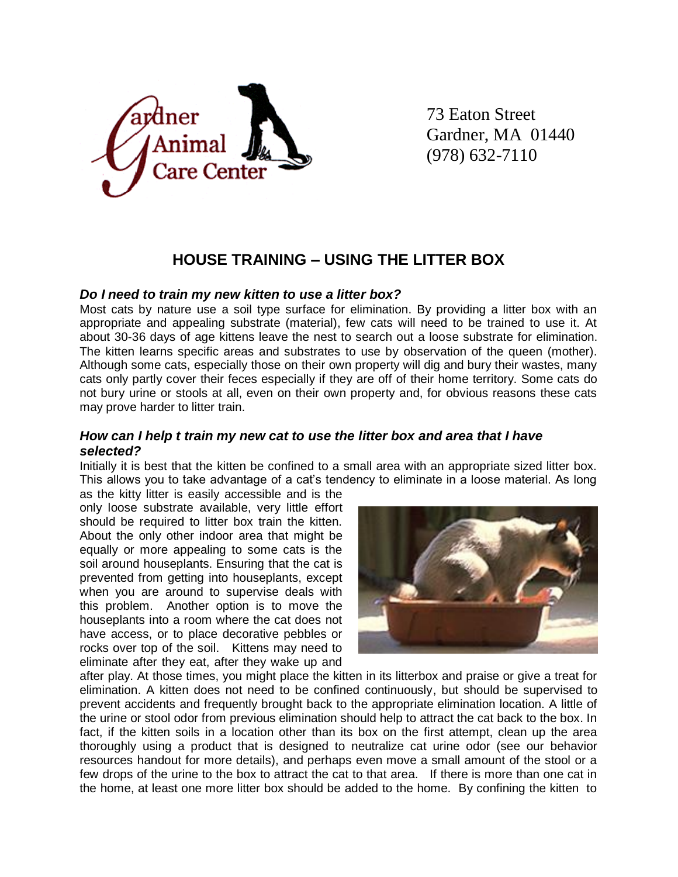Gardner Animal Care Center

73 Eaton Street
Gardner, MA 01440
(978) 632-7110

# HOUSE TRAINING – USING THE LITTER BOX

### *Do I need to train my new kitten to use a litter box?*

Most cats by nature use a soil type surface for elimination. By providing a litter box with an appropriate and appealing substrate (material), few cats will need to be trained to use it. At about 30-36 days of age kittens leave the nest to search out a loose substrate for elimination. The kitten learns specific areas and substrates to use by observation of the queen (mother). Although some cats, especially those on their own property will dig and bury their wastes, many cats only partly cover their feces especially if they are off of their home territory. Some cats do not bury urine or stools at all, even on their own property and, for obvious reasons these cats may prove harder to litter train.

### *How can I help t train my new cat to use the litter box and area that I have selected?*

Initially it is best that the kitten be confined to a small area with an appropriate sized litter box. This allows you to take advantage of a cat's tendency to eliminate in a loose material. As long as the kitty litter is easily accessible and is the only loose substrate available, very little effort should be required to litter box train the kitten. About the only other indoor area that might be equally or more appealing to some cats is the soil around houseplants. Ensuring that the cat is prevented from getting into houseplants, except when you are around to supervise deals with this problem. Another option is to move the houseplants into a room where the cat does not have access, or to place decorative pebbles or rocks over top of the soil. Kittens may need to eliminate after they eat, after they wake up and after play. At those times, you might place the kitten in its litterbox and praise or give a treat for elimination. A kitten does not need to be confined continuously, but should be supervised to prevent accidents and frequently brought back to the appropriate elimination location. A little of the urine or stool odor from previous elimination should help to attract the cat back to the box. In fact, if the kitten soils in a location other than its box on the first attempt, clean up the area thoroughly using a product that is designed to neutralize cat urine odor (see our behavior resources handout for more details), and perhaps even move a small amount of the stool or a few drops of the urine to the box to attract the cat to that area. If there is more than one cat in the home, at least one more litter box should be added to the home. By confining the kitten to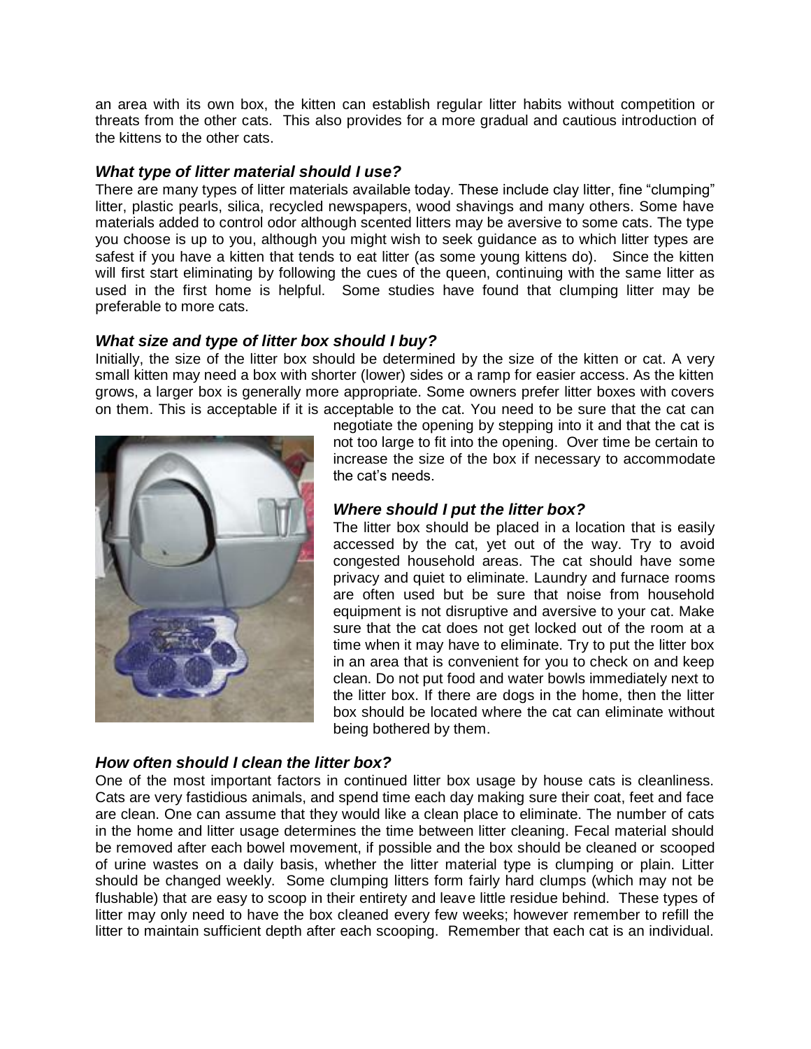an area with its own box, the kitten can establish regular litter habits without competition or threats from the other cats. This also provides for a more gradual and cautious introduction of the kittens to the other cats.

### *What type of litter material should I use?*

There are many types of litter materials available today. These include clay litter, fine "clumping" litter, plastic pearls, silica, recycled newspapers, wood shavings and many others. Some have materials added to control odor although scented litters may be aversive to some cats. The type you choose is up to you, although you might wish to seek guidance as to which litter types are safest if you have a kitten that tends to eat litter (as some young kittens do). Since the kitten will first start eliminating by following the cues of the queen, continuing with the same litter as used in the first home is helpful. Some studies have found that clumping litter may be preferable to more cats.

### *What size and type of litter box should I buy?*

Initially, the size of the litter box should be determined by the size of the kitten or cat. A very small kitten may need a box with shorter (lower) sides or a ramp for easier access. As the kitten grows, a larger box is generally more appropriate. Some owners prefer litter boxes with covers on them. This is acceptable if it is acceptable to the cat. You need to be sure that the cat can negotiate the opening by stepping into it and that the cat is not too large to fit into the opening. Over time be certain to increase the size of the box if necessary to accommodate the cat's needs.

### *Where should I put the litter box?*

The litter box should be placed in a location that is easily accessed by the cat, yet out of the way. Try to avoid congested household areas. The cat should have some privacy and quiet to eliminate. Laundry and furnace rooms are often used but be sure that noise from household equipment is not disruptive and aversive to your cat. Make sure that the cat does not get locked out of the room at a time when it may have to eliminate. Try to put the litter box in an area that is convenient for you to check on and keep clean. Do not put food and water bowls immediately next to the litter box. If there are dogs in the home, then the litter box should be located where the cat can eliminate without being bothered by them.

### *How often should I clean the litter box?*

One of the most important factors in continued litter box usage by house cats is cleanliness. Cats are very fastidious animals, and spend time each day making sure their coat, feet and face are clean. One can assume that they would like a clean place to eliminate. The number of cats in the home and litter usage determines the time between litter cleaning. Fecal material should be removed after each bowel movement, if possible and the box should be cleaned or scooped of urine wastes on a daily basis, whether the litter material type is clumping or plain. Litter should be changed weekly. Some clumping litters form fairly hard clumps (which may not be flushable) that are easy to scoop in their entirety and leave little residue behind. These types of litter may only need to have the box cleaned every few weeks; however remember to refill the litter to maintain sufficient depth after each scooping. Remember that each cat is an individual.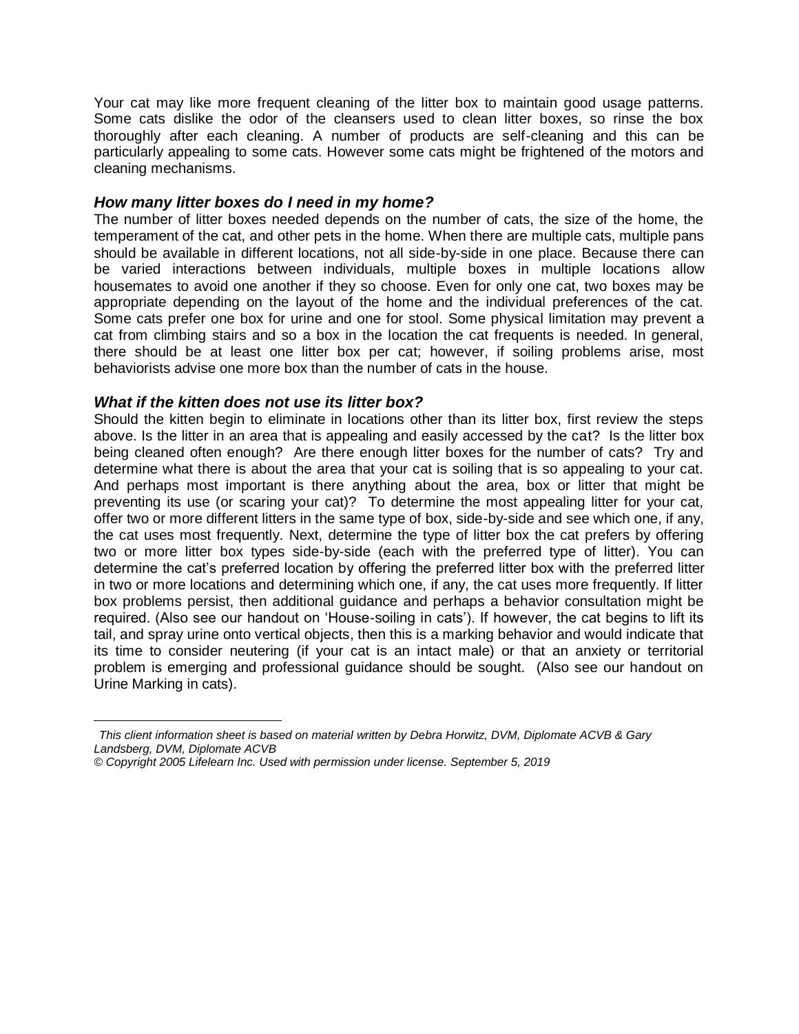Your cat may like more frequent cleaning of the litter box to maintain good usage patterns. Some cats dislike the odor of the cleansers used to clean litter boxes, so rinse the box thoroughly after each cleaning. A number of products are self-cleaning and this can be particularly appealing to some cats. However some cats might be frightened of the motors and cleaning mechanisms.

### *How many litter boxes do I need in my home?*

The number of litter boxes needed depends on the number of cats, the size of the home, the temperament of the cat, and other pets in the home. When there are multiple cats, multiple pans should be available in different locations, not all side-by-side in one place. Because there can be varied interactions between individuals, multiple boxes in multiple locations allow housemates to avoid one another if they so choose. Even for only one cat, two boxes may be appropriate depending on the layout of the home and the individual preferences of the cat. Some cats prefer one box for urine and one for stool. Some physical limitation may prevent a cat from climbing stairs and so a box in the location the cat frequents is needed. In general, there should be at least one litter box per cat; however, if soiling problems arise, most behaviorists advise one more box than the number of cats in the house.

### *What if the kitten does not use its litter box?*

Should the kitten begin to eliminate in locations other than its litter box, first review the steps above. Is the litter in an area that is appealing and easily accessed by the cat? Is the litter box being cleaned often enough? Are there enough litter boxes for the number of cats? Try and determine what there is about the area that your cat is soiling that is so appealing to your cat. And perhaps most important is there anything about the area, box or litter that might be preventing its use (or scaring your cat)? To determine the most appealing litter for your cat, offer two or more different litters in the same type of box, side-by-side and see which one, if any, the cat uses most frequently. Next, determine the type of litter box the cat prefers by offering two or more litter box types side-by-side (each with the preferred type of litter). You can determine the cat's preferred location by offering the preferred litter box with the preferred litter in two or more locations and determining which one, if any, the cat uses more frequently. If litter box problems persist, then additional guidance and perhaps a behavior consultation might be required. (Also see our handout on 'House-soiling in cats'). If however, the cat begins to lift its tail, and spray urine onto vertical objects, then this is a marking behavior and would indicate that its time to consider neutering (if your cat is an intact male) or that an anxiety or territorial problem is emerging and professional guidance should be sought. (Also see our handout on Urine Marking in cats).

---

*This client information sheet is based on material written by Debra Horwitz, DVM, Diplomate ACVB & Gary Landsberg, DVM, Diplomate ACVB*

*© Copyright 2005 Lifelearn Inc. Used with permission under license. September 5, 2019*